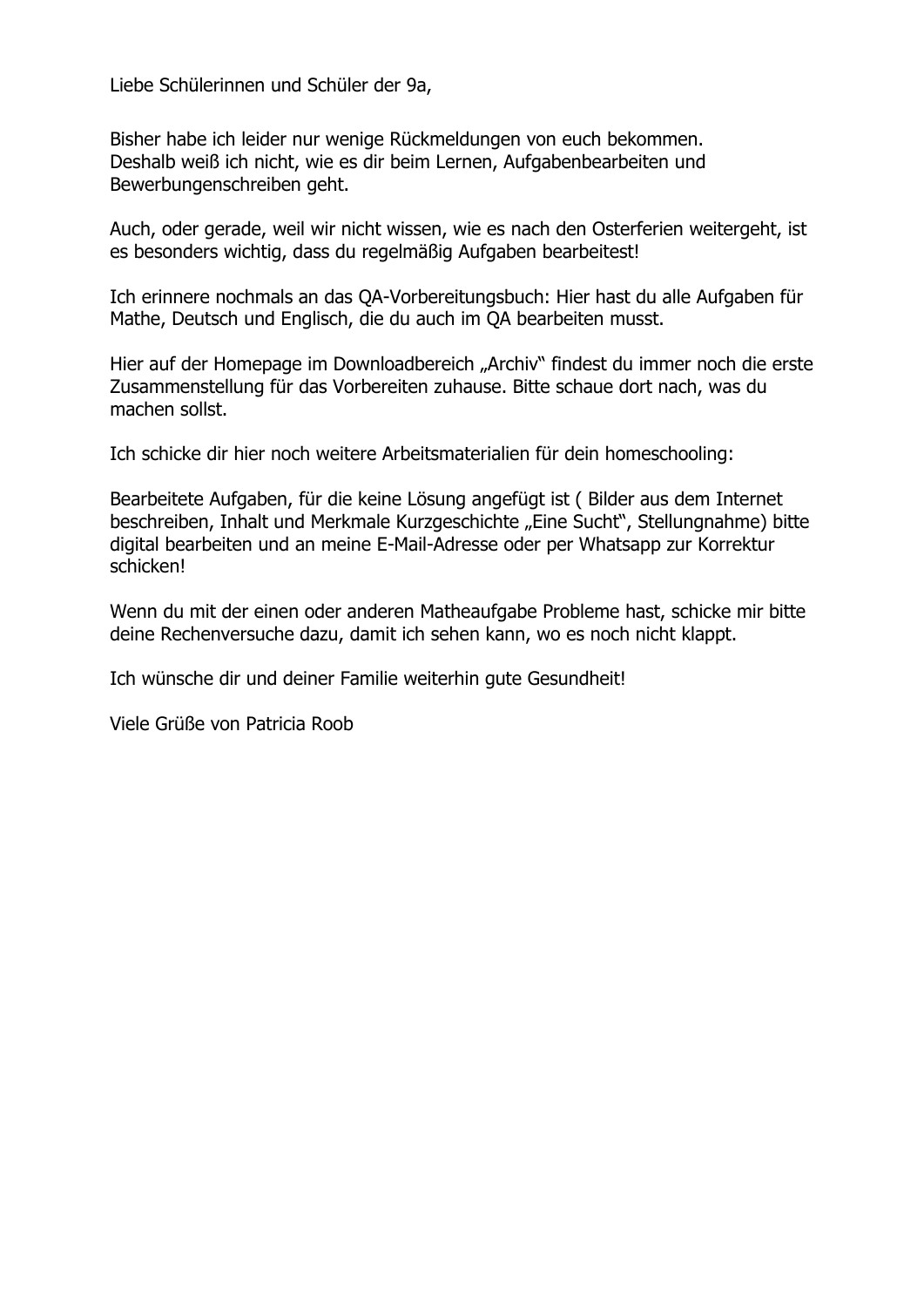Liebe Schülerinnen und Schüler der 9a,

Bisher habe ich leider nur wenige Rückmeldungen von euch bekommen.
Deshalb weiß ich nicht, wie es dir beim Lernen, Aufgabenbearbeiten und Bewerbungenschreiben geht.

Auch, oder gerade, weil wir nicht wissen, wie es nach den Osterferien weitergeht, ist es besonders wichtig, dass du regelmäßig Aufgaben bearbeitest!

Ich erinnere nochmals an das QA-Vorbereitungsbuch: Hier hast du alle Aufgaben für Mathe, Deutsch und Englisch, die du auch im QA bearbeiten musst.

Hier auf der Homepage im Downloadbereich „Archiv" findest du immer noch die erste Zusammenstellung für das Vorbereiten zuhause. Bitte schaue dort nach, was du machen sollst.

Ich schicke dir hier noch weitere Arbeitsmaterialien für dein homeschooling:

Bearbeitete Aufgaben, für die keine Lösung angefügt ist ( Bilder aus dem Internet beschreiben, Inhalt und Merkmale Kurzgeschichte „Eine Sucht", Stellungnahme) bitte digital bearbeiten und an meine E-Mail-Adresse oder per Whatsapp zur Korrektur schicken!

Wenn du mit der einen oder anderen Matheaufgabe Probleme hast, schicke mir bitte deine Rechenversuche dazu, damit ich sehen kann, wo es noch nicht klappt.

Ich wünsche dir und deiner Familie weiterhin gute Gesundheit!

Viele Grüße von Patricia Roob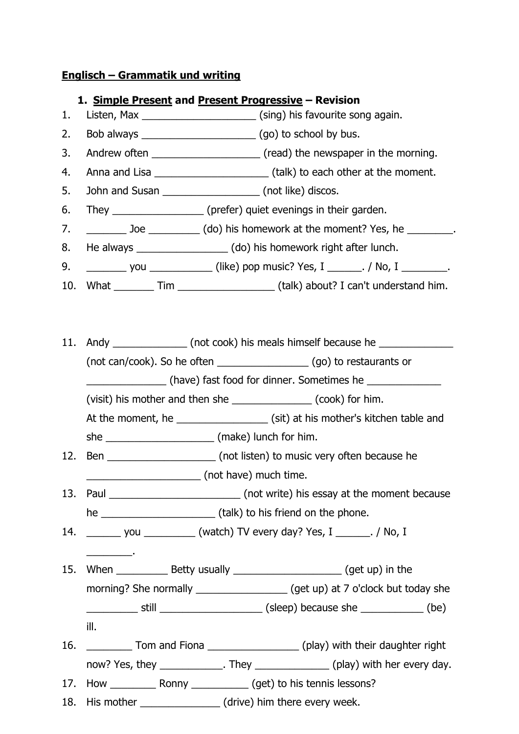**<u>Englisch – Grammatik und writing</u>**

1. **<u>Simple Present</u> and <u>Present Progressive</u> – Revision**

1. Listen, Max ____________________ (sing) his favourite song again.
2. Bob always ____________________ (go) to school by bus.
3. Andrew often ___________________ (read) the newspaper in the morning.
4. Anna and Lisa ____________________ (talk) to each other at the moment.
5. John and Susan _________________ (not like) discos.
6. They ________________ (prefer) quiet evenings in their garden.
7. _______ Joe _________ (do) his homework at the moment? Yes, he ________.
8. He always ________________ (do) his homework right after lunch.
9. _______ you ___________ (like) pop music? Yes, I ______. / No, I ________.
10. What _______ Tim _________________ (talk) about? I can't understand him.

11. Andy _____________ (not cook) his meals himself because he _____________ (not can/cook). So he often ________________ (go) to restaurants or ______________ (have) fast food for dinner. Sometimes he _____________ (visit) his mother and then she ______________ (cook) for him. At the moment, he ________________ (sit) at his mother's kitchen table and she ___________________ (make) lunch for him.
12. Ben ___________________ (not listen) to music very often because he ____________________ (not have) much time.
13. Paul _______________________ (not write) his essay at the moment because he ____________________ (talk) to his friend on the phone.
14. ______ you _________ (watch) TV every day? Yes, I ______. / No, I ________.
15. When _________ Betty usually ___________________ (get up) in the morning? She normally ________________ (get up) at 7 o'clock but today she _________ still __________________ (sleep) because she ___________ (be) ill.
16. ________ Tom and Fiona ________________ (play) with their daughter right now? Yes, they ___________. They _____________ (play) with her every day.
17. How ________ Ronny __________ (get) to his tennis lessons?
18. His mother ______________ (drive) him there every week.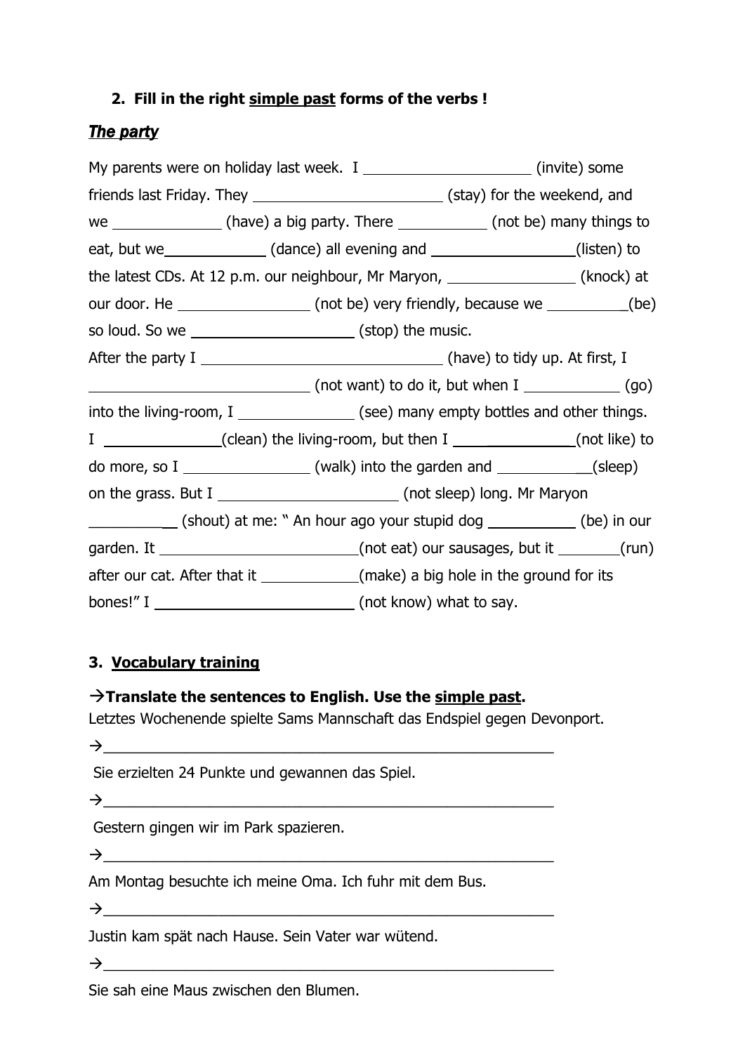**2. Fill in the right <u>simple past</u> forms of the verbs !**

***The party***

My parents were on holiday last week. I ____________________ (invite) some friends last Friday. They ______________________ (stay) for the weekend, and we _____________ (have) a big party. There ___________ (not be) many things to eat, but we____________ (dance) all evening and _________________(listen) to the latest CDs. At 12 p.m. our neighbour, Mr Maryon, _______________ (knock) at our door. He ________________ (not be) very friendly, because we __________(be) so loud. So we ___________________ (stop) the music.

After the party I ____________________________ (have) to tidy up. At first, I __________________________ (not want) to do it, but when I ___________ (go) into the living-room, I ______________ (see) many empty bottles and other things. I _____________(clean) the living-room, but then I ____________(not like) to do more, so I _______________ (walk) into the garden and ___________(sleep) on the grass. But I ______________________ (not sleep) long. Mr Maryon __________ (shout) at me: " An hour ago your stupid dog __________ (be) in our garden. It _______________________(not eat) our sausages, but it _______(run) after our cat. After that it ____________(make) a big hole in the ground for its bones!" I _______________________ (not know) what to say.

**3. <u>Vocabulary training</u>**

**→Translate the sentences to English. Use the <u>simple past</u>.**

Letztes Wochenende spielte Sams Mannschaft das Endspiel gegen Devonport.

→_______________________________________________________

Sie erzielten 24 Punkte und gewannen das Spiel.

→_______________________________________________________

Gestern gingen wir im Park spazieren.

→_______________________________________________________

Am Montag besuchte ich meine Oma. Ich fuhr mit dem Bus.

→_______________________________________________________

Justin kam spät nach Hause. Sein Vater war wütend.

→_______________________________________________________

Sie sah eine Maus zwischen den Blumen.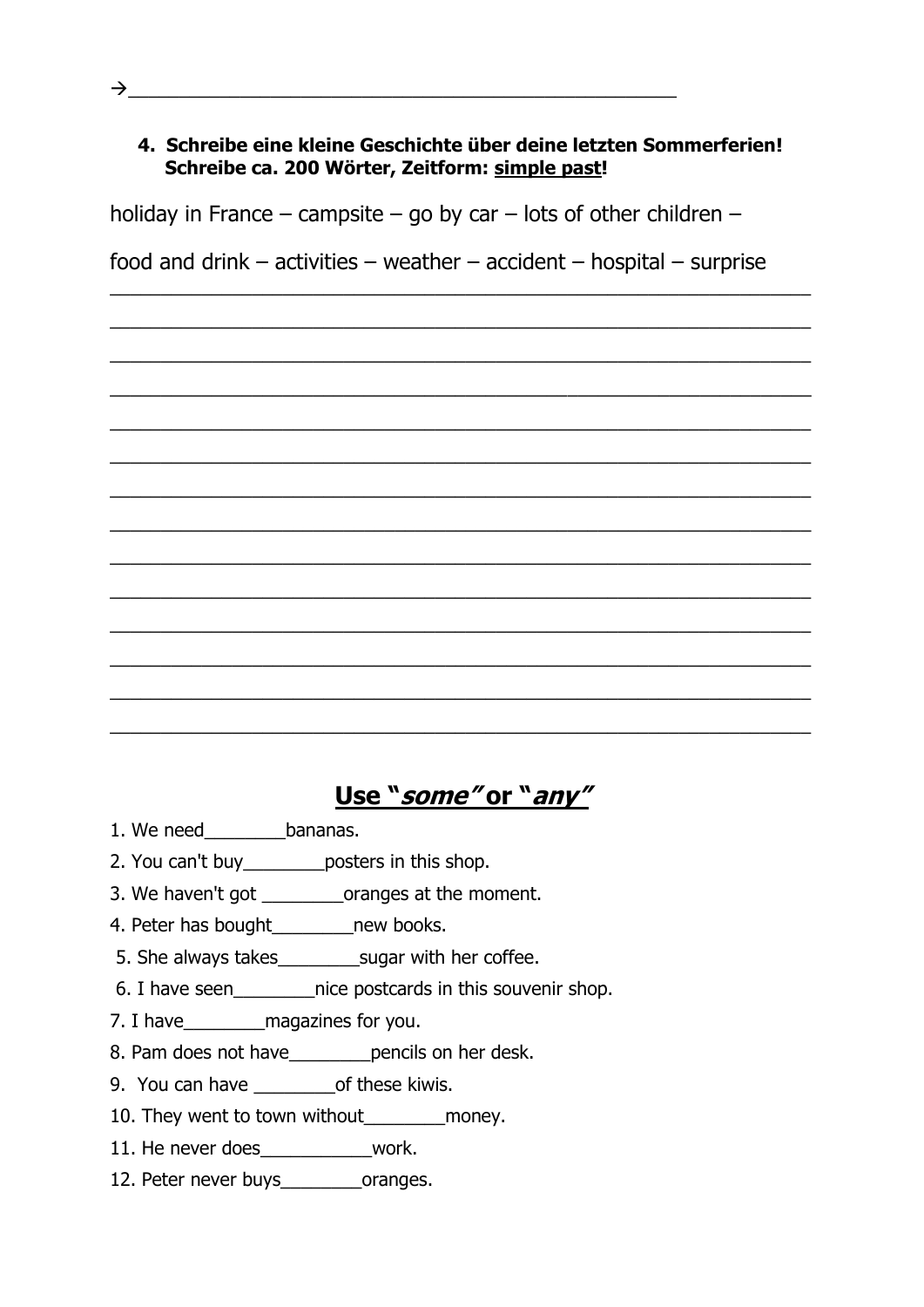→________________________________________________

**4. Schreibe eine kleine Geschichte über deine letzten Sommerferien! Schreibe ca. 200 Wörter, Zeitform: simple past!**

holiday in France – campsite – go by car – lots of other children –

food and drink – activities – weather – accident – hospital – surprise

________________________________________________________________

________________________________________________________________

________________________________________________________________

________________________________________________________________

________________________________________________________________

________________________________________________________________

________________________________________________________________

________________________________________________________________

________________________________________________________________

________________________________________________________________

________________________________________________________________

________________________________________________________________

________________________________________________________________

________________________________________________________________

## Use "*some*" or "*any*"

1. We need________bananas.
2. You can't buy________posters in this shop.
3. We haven't got ________oranges at the moment.
4. Peter has bought________new books.
5. She always takes________sugar with her coffee.
6. I have seen________nice postcards in this souvenir shop.
7. I have________magazines for you.
8. Pam does not have________pencils on her desk.
9. You can have ________of these kiwis.
10. They went to town without________money.
11. He never does___________work.
12. Peter never buys________oranges.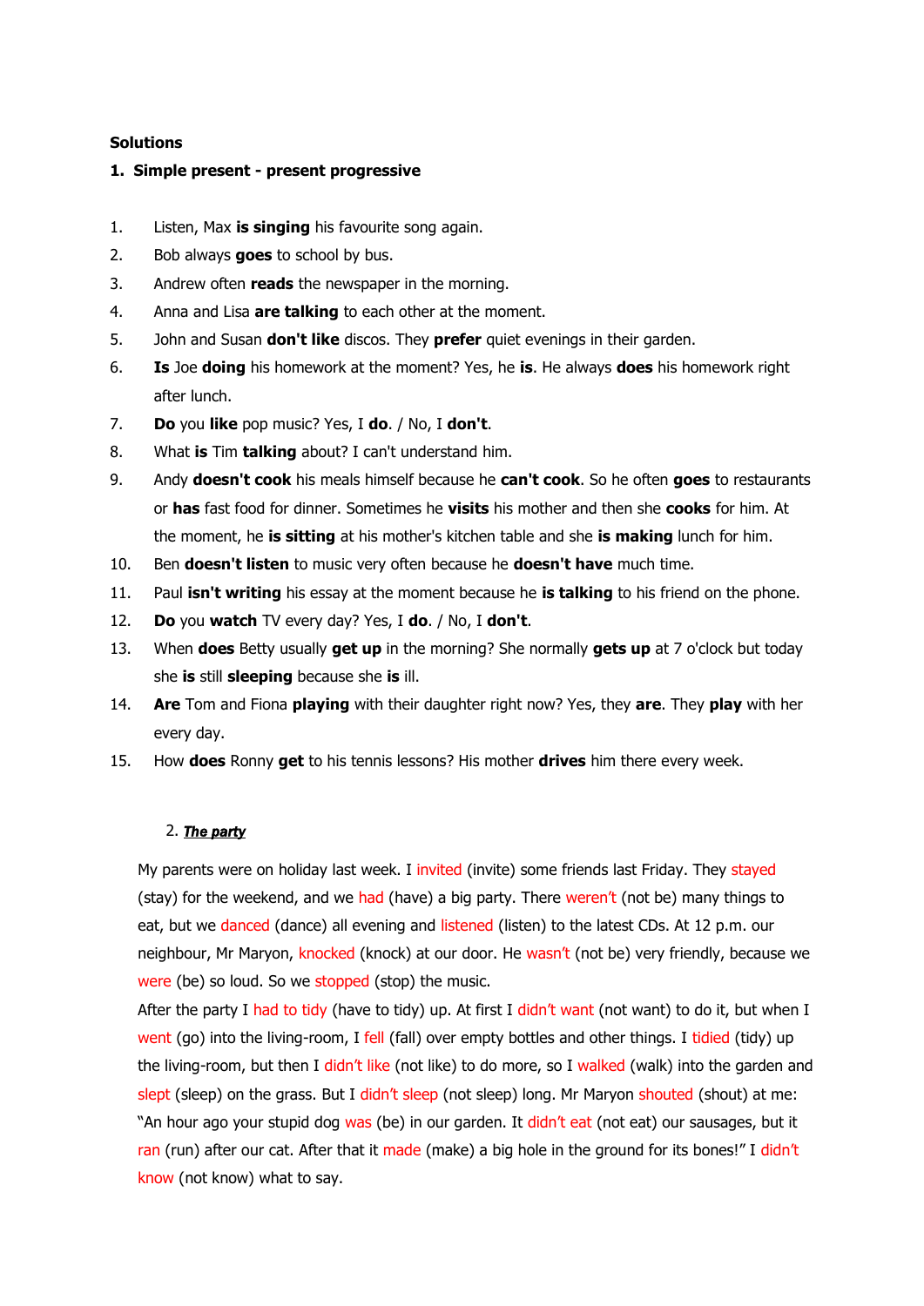**Solutions**

**1. Simple present - present progressive**

1. Listen, Max **is singing** his favourite song again.
2. Bob always **goes** to school by bus.
3. Andrew often **reads** the newspaper in the morning.
4. Anna and Lisa **are talking** to each other at the moment.
5. John and Susan **don't like** discos. They **prefer** quiet evenings in their garden.
6. **Is** Joe **doing** his homework at the moment? Yes, he **is**. He always **does** his homework right after lunch.
7. **Do** you **like** pop music? Yes, I **do**. / No, I **don't**.
8. What **is** Tim **talking** about? I can't understand him.
9. Andy **doesn't cook** his meals himself because he **can't cook**. So he often **goes** to restaurants or **has** fast food for dinner. Sometimes he **visits** his mother and then she **cooks** for him. At the moment, he **is sitting** at his mother's kitchen table and she **is making** lunch for him.
10. Ben **doesn't listen** to music very often because he **doesn't have** much time.
11. Paul **isn't writing** his essay at the moment because he **is talking** to his friend on the phone.
12. **Do** you **watch** TV every day? Yes, I **do**. / No, I **don't**.
13. When **does** Betty usually **get up** in the morning? She normally **gets up** at 7 o'clock but today she **is** still **sleeping** because she **is** ill.
14. **Are** Tom and Fiona **playing** with their daughter right now? Yes, they **are**. They **play** with her every day.
15. How **does** Ronny **get** to his tennis lessons? His mother **drives** him there every week.

2. ***The party***

My parents were on holiday last week. I invited (invite) some friends last Friday. They stayed (stay) for the weekend, and we had (have) a big party. There weren't (not be) many things to eat, but we danced (dance) all evening and listened (listen) to the latest CDs. At 12 p.m. our neighbour, Mr Maryon, knocked (knock) at our door. He wasn't (not be) very friendly, because we were (be) so loud. So we stopped (stop) the music.
After the party I had to tidy (have to tidy) up. At first I didn't want (not want) to do it, but when I went (go) into the living-room, I fell (fall) over empty bottles and other things. I tidied (tidy) up the living-room, but then I didn't like (not like) to do more, so I walked (walk) into the garden and slept (sleep) on the grass. But I didn't sleep (not sleep) long. Mr Maryon shouted (shout) at me: "An hour ago your stupid dog was (be) in our garden. It didn't eat (not eat) our sausages, but it ran (run) after our cat. After that it made (make) a big hole in the ground for its bones!" I didn't know (not know) what to say.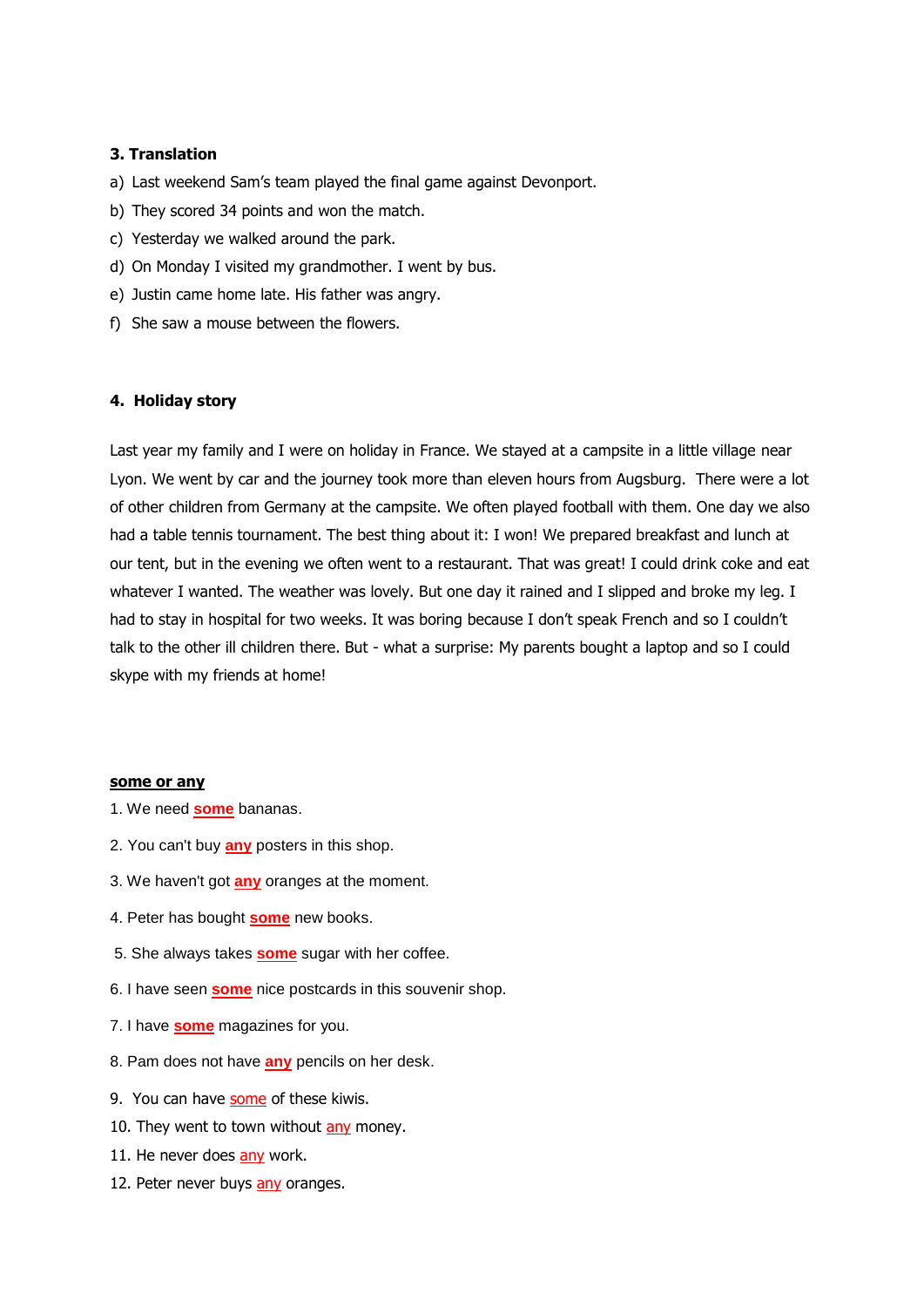**3. Translation**

a) Last weekend Sam's team played the final game against Devonport.

b) They scored 34 points and won the match.

c) Yesterday we walked around the park.

d) On Monday I visited my grandmother. I went by bus.

e) Justin came home late. His father was angry.

f) She saw a mouse between the flowers.

**4. Holiday story**

Last year my family and I were on holiday in France. We stayed at a campsite in a little village near Lyon. We went by car and the journey took more than eleven hours from Augsburg. There were a lot of other children from Germany at the campsite. We often played football with them. One day we also had a table tennis tournament. The best thing about it: I won! We prepared breakfast and lunch at our tent, but in the evening we often went to a restaurant. That was great! I could drink coke and eat whatever I wanted. The weather was lovely. But one day it rained and I slipped and broke my leg. I had to stay in hospital for two weeks. It was boring because I don't speak French and so I couldn't talk to the other ill children there. But - what a surprise: My parents bought a laptop and so I could skype with my friends at home!

**some or any**

1. We need **some** bananas.
2. You can't buy **any** posters in this shop.
3. We haven't got **any** oranges at the moment.
4. Peter has bought **some** new books.
5. She always takes **some** sugar with her coffee.
6. I have seen **some** nice postcards in this souvenir shop.
7. I have **some** magazines for you.
8. Pam does not have **any** pencils on her desk.
9. You can have some of these kiwis.
10. They went to town without any money.
11. He never does any work.
12. Peter never buys any oranges.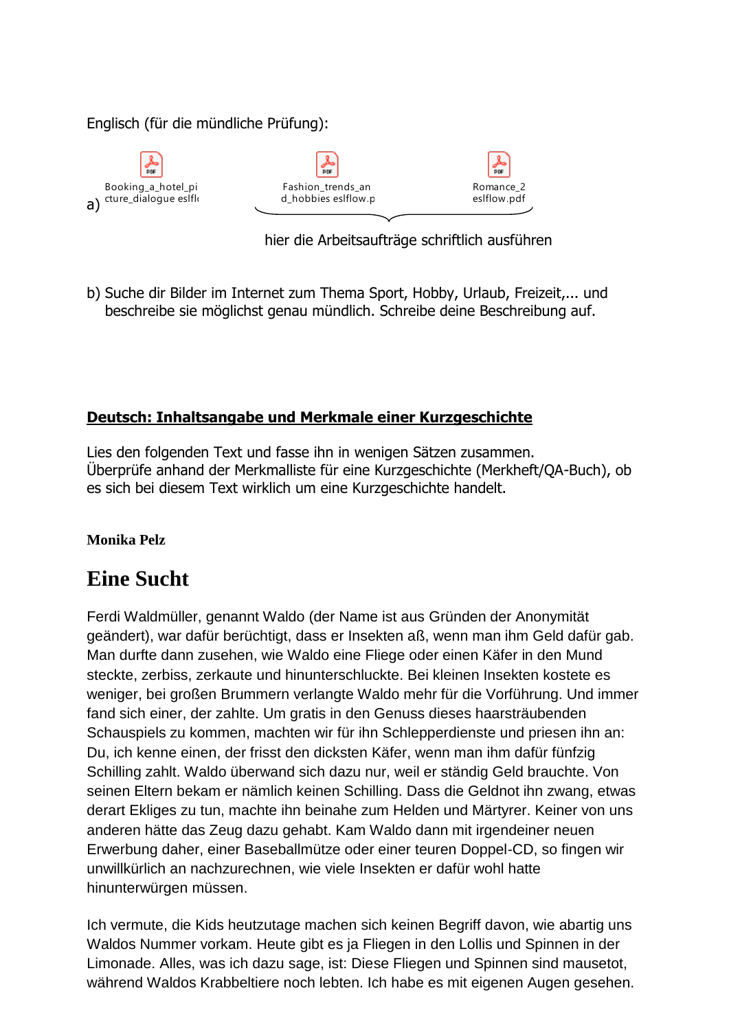Englisch (für die mündliche Prüfung):

a) Booking_a_hotel_picture_dialogue eslfl… — Fashion_trends_and_hobbies eslflow.p… — Romance_2 eslflow.pdf

hier die Arbeitsaufträge schriftlich ausführen

b) Suche dir Bilder im Internet zum Thema Sport, Hobby, Urlaub, Freizeit,... und beschreibe sie möglichst genau mündlich. Schreibe deine Beschreibung auf.

## Deutsch: Inhaltsangabe und Merkmale einer Kurzgeschichte

Lies den folgenden Text und fasse ihn in wenigen Sätzen zusammen.
Überprüfe anhand der Merkmalliste für eine Kurzgeschichte (Merkheft/QA-Buch), ob es sich bei diesem Text wirklich um eine Kurzgeschichte handelt.

**Monika Pelz**

# Eine Sucht

Ferdi Waldmüller, genannt Waldo (der Name ist aus Gründen der Anonymität geändert), war dafür berüchtigt, dass er Insekten aß, wenn man ihm Geld dafür gab. Man durfte dann zusehen, wie Waldo eine Fliege oder einen Käfer in den Mund steckte, zerbiss, zerkaute und hinunterschluckte. Bei kleinen Insekten kostete es weniger, bei großen Brummern verlangte Waldo mehr für die Vorführung. Und immer fand sich einer, der zahlte. Um gratis in den Genuss dieses haarsträubenden Schauspiels zu kommen, machten wir für ihn Schlepperdienste und priesen ihn an: Du, ich kenne einen, der frisst den dicksten Käfer, wenn man ihm dafür fünfzig Schilling zahlt. Waldo überwand sich dazu nur, weil er ständig Geld brauchte. Von seinen Eltern bekam er nämlich keinen Schilling. Dass die Geldnot ihn zwang, etwas derart Ekliges zu tun, machte ihn beinahe zum Helden und Märtyrer. Keiner von uns anderen hätte das Zeug dazu gehabt. Kam Waldo dann mit irgendeiner neuen Erwerbung daher, einer Baseballmütze oder einer teuren Doppel-CD, so fingen wir unwillkürlich an nachzurechnen, wie viele Insekten er dafür wohl hatte hinunterwürgen müssen.

Ich vermute, die Kids heutzutage machen sich keinen Begriff davon, wie abartig uns Waldos Nummer vorkam. Heute gibt es ja Fliegen in den Lollis und Spinnen in der Limonade. Alles, was ich dazu sage, ist: Diese Fliegen und Spinnen sind mausetot, während Waldos Krabbeltiere noch lebten. Ich habe es mit eigenen Augen gesehen.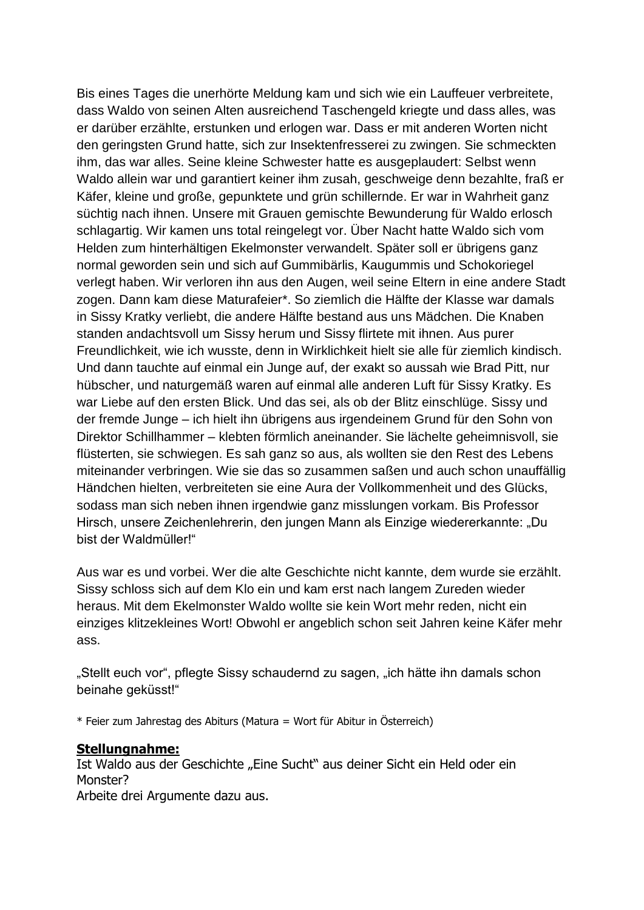Bis eines Tages die unerhörte Meldung kam und sich wie ein Lauffeuer verbreitete, dass Waldo von seinen Alten ausreichend Taschengeld kriegte und dass alles, was er darüber erzählte, erstunken und erlogen war. Dass er mit anderen Worten nicht den geringsten Grund hatte, sich zur Insektenfresserei zu zwingen. Sie schmeckten ihm, das war alles. Seine kleine Schwester hatte es ausgeplaudert: Selbst wenn Waldo allein war und garantiert keiner ihm zusah, geschweige denn bezahlte, fraß er Käfer, kleine und große, gepunktete und grün schillernde. Er war in Wahrheit ganz süchtig nach ihnen. Unsere mit Grauen gemischte Bewunderung für Waldo erlosch schlagartig. Wir kamen uns total reingelegt vor. Über Nacht hatte Waldo sich vom Helden zum hinterhältigen Ekelmonster verwandelt. Später soll er übrigens ganz normal geworden sein und sich auf Gummibärlis, Kaugummis und Schokoriegel verlegt haben. Wir verloren ihn aus den Augen, weil seine Eltern in eine andere Stadt zogen. Dann kam diese Maturafeier*. So ziemlich die Hälfte der Klasse war damals in Sissy Kratky verliebt, die andere Hälfte bestand aus uns Mädchen. Die Knaben standen andachtsvoll um Sissy herum und Sissy flirtete mit ihnen. Aus purer Freundlichkeit, wie ich wusste, denn in Wirklichkeit hielt sie alle für ziemlich kindisch. Und dann tauchte auf einmal ein Junge auf, der exakt so aussah wie Brad Pitt, nur hübscher, und naturgemäß waren auf einmal alle anderen Luft für Sissy Kratky. Es war Liebe auf den ersten Blick. Und das sei, als ob der Blitz einschlüge. Sissy und der fremde Junge – ich hielt ihn übrigens aus irgendeinem Grund für den Sohn von Direktor Schillhammer – klebten förmlich aneinander. Sie lächelte geheimnisvoll, sie flüsterten, sie schwiegen. Es sah ganz so aus, als wollten sie den Rest des Lebens miteinander verbringen. Wie sie das so zusammen saßen und auch schon unauffällig Händchen hielten, verbreiteten sie eine Aura der Vollkommenheit und des Glücks, sodass man sich neben ihnen irgendwie ganz misslungen vorkam. Bis Professor Hirsch, unsere Zeichenlehrerin, den jungen Mann als Einzige wiedererkannte: „Du bist der Waldmüller!"

Aus war es und vorbei. Wer die alte Geschichte nicht kannte, dem wurde sie erzählt. Sissy schloss sich auf dem Klo ein und kam erst nach langem Zureden wieder heraus. Mit dem Ekelmonster Waldo wollte sie kein Wort mehr reden, nicht ein einziges klitzekleines Wort! Obwohl er angeblich schon seit Jahren keine Käfer mehr ass.

„Stellt euch vor", pflegte Sissy schaudernd zu sagen, „ich hätte ihn damals schon beinahe geküsst!"

* Feier zum Jahrestag des Abiturs (Matura = Wort für Abitur in Österreich)

**Stellungnahme:**

Ist Waldo aus der Geschichte „Eine Sucht" aus deiner Sicht ein Held oder ein Monster?
Arbeite drei Argumente dazu aus.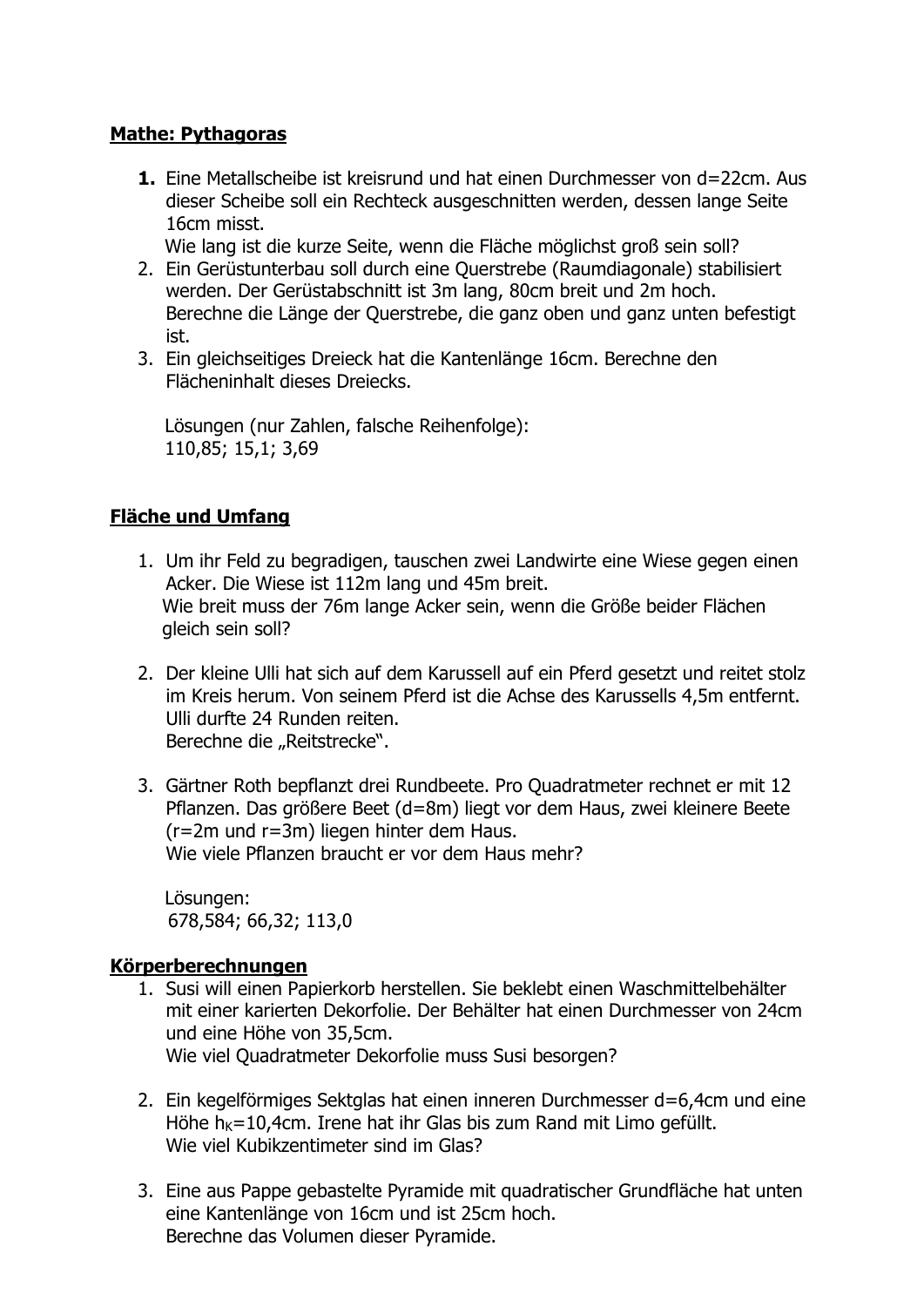**Mathe: Pythagoras**

1. Eine Metallscheibe ist kreisrund und hat einen Durchmesser von d=22cm. Aus dieser Scheibe soll ein Rechteck ausgeschnitten werden, dessen lange Seite 16cm misst.
   Wie lang ist die kurze Seite, wenn die Fläche möglichst groß sein soll?
2. Ein Gerüstunterbau soll durch eine Querstrebe (Raumdiagonale) stabilisiert werden. Der Gerüstabschnitt ist 3m lang, 80cm breit und 2m hoch. Berechne die Länge der Querstrebe, die ganz oben und ganz unten befestigt ist.
3. Ein gleichseitiges Dreieck hat die Kantenlänge 16cm. Berechne den Flächeninhalt dieses Dreiecks.

   Lösungen (nur Zahlen, falsche Reihenfolge):
   110,85; 15,1; 3,69

**Fläche und Umfang**

1. Um ihr Feld zu begradigen, tauschen zwei Landwirte eine Wiese gegen einen Acker. Die Wiese ist 112m lang und 45m breit.
   Wie breit muss der 76m lange Acker sein, wenn die Größe beider Flächen gleich sein soll?

2. Der kleine Ulli hat sich auf dem Karussell auf ein Pferd gesetzt und reitet stolz im Kreis herum. Von seinem Pferd ist die Achse des Karussells 4,5m entfernt. Ulli durfte 24 Runden reiten.
   Berechne die „Reitstrecke".

3. Gärtner Roth bepflanzt drei Rundbeete. Pro Quadratmeter rechnet er mit 12 Pflanzen. Das größere Beet (d=8m) liegt vor dem Haus, zwei kleinere Beete (r=2m und r=3m) liegen hinter dem Haus.
   Wie viele Pflanzen braucht er vor dem Haus mehr?

   Lösungen:
   678,584; 66,32; 113,0

**Körperberechnungen**

1. Susi will einen Papierkorb herstellen. Sie beklebt einen Waschmittelbehälter mit einer karierten Dekorfolie. Der Behälter hat einen Durchmesser von 24cm und eine Höhe von 35,5cm.
   Wie viel Quadratmeter Dekorfolie muss Susi besorgen?

2. Ein kegelförmiges Sektglas hat einen inneren Durchmesser d=6,4cm und eine Höhe $h_K$=10,4cm. Irene hat ihr Glas bis zum Rand mit Limo gefüllt.
   Wie viel Kubikzentimeter sind im Glas?

3. Eine aus Pappe gebastelte Pyramide mit quadratischer Grundfläche hat unten eine Kantenlänge von 16cm und ist 25cm hoch.
   Berechne das Volumen dieser Pyramide.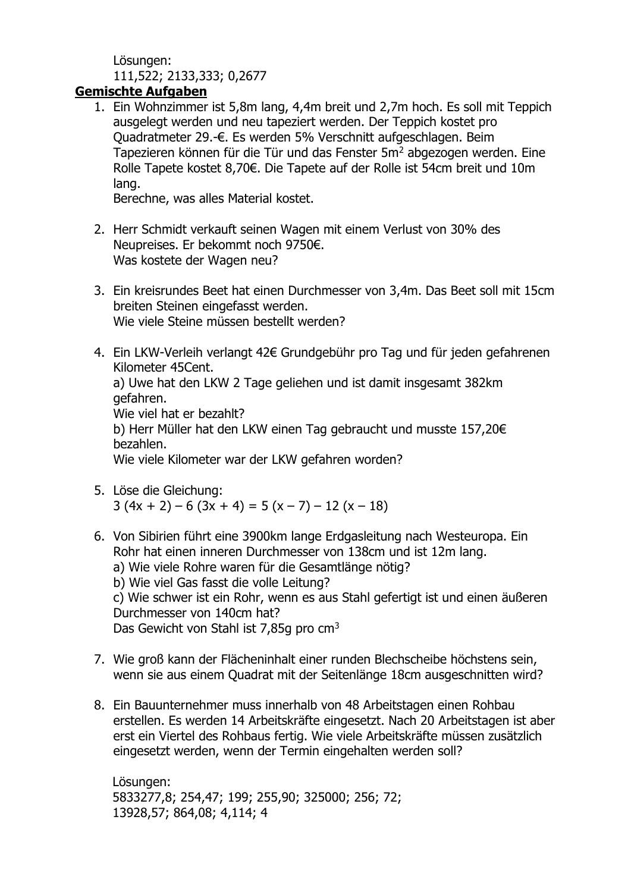Lösungen:
111,522; 2133,333; 0,2677

**Gemischte Aufgaben**

1. Ein Wohnzimmer ist 5,8m lang, 4,4m breit und 2,7m hoch. Es soll mit Teppich ausgelegt werden und neu tapeziert werden. Der Teppich kostet pro Quadratmeter 29.-€. Es werden 5% Verschnitt aufgeschlagen. Beim Tapezieren können für die Tür und das Fenster $5m^2$ abgezogen werden. Eine Rolle Tapete kostet 8,70€. Die Tapete auf der Rolle ist 54cm breit und 10m lang.
   Berechne, was alles Material kostet.

2. Herr Schmidt verkauft seinen Wagen mit einem Verlust von 30% des Neupreises. Er bekommt noch 9750€.
   Was kostete der Wagen neu?

3. Ein kreisrundes Beet hat einen Durchmesser von 3,4m. Das Beet soll mit 15cm breiten Steinen eingefasst werden.
   Wie viele Steine müssen bestellt werden?

4. Ein LKW-Verleih verlangt 42€ Grundgebühr pro Tag und für jeden gefahrenen Kilometer 45Cent.
   a) Uwe hat den LKW 2 Tage geliehen und ist damit insgesamt 382km gefahren.
   Wie viel hat er bezahlt?
   b) Herr Müller hat den LKW einen Tag gebraucht und musste 157,20€ bezahlen.
   Wie viele Kilometer war der LKW gefahren worden?

5. Löse die Gleichung:
   $3(4x + 2) - 6(3x + 4) = 5(x - 7) - 12(x - 18)$

6. Von Sibirien führt eine 3900km lange Erdgasleitung nach Westeuropa. Ein Rohr hat einen inneren Durchmesser von 138cm und ist 12m lang.
   a) Wie viele Rohre waren für die Gesamtlänge nötig?
   b) Wie viel Gas fasst die volle Leitung?
   c) Wie schwer ist ein Rohr, wenn es aus Stahl gefertigt ist und einen äußeren Durchmesser von 140cm hat?
   Das Gewicht von Stahl ist 7,85g pro $cm^3$

7. Wie groß kann der Flächeninhalt einer runden Blechscheibe höchstens sein, wenn sie aus einem Quadrat mit der Seitenlänge 18cm ausgeschnitten wird?

8. Ein Bauunternehmer muss innerhalb von 48 Arbeitstagen einen Rohbau erstellen. Es werden 14 Arbeitskräfte eingesetzt. Nach 20 Arbeitstagen ist aber erst ein Viertel des Rohbaus fertig. Wie viele Arbeitskräfte müssen zusätzlich eingesetzt werden, wenn der Termin eingehalten werden soll?

Lösungen:
5833277,8; 254,47; 199; 255,90; 325000; 256; 72;
13928,57; 864,08; 4,114; 4